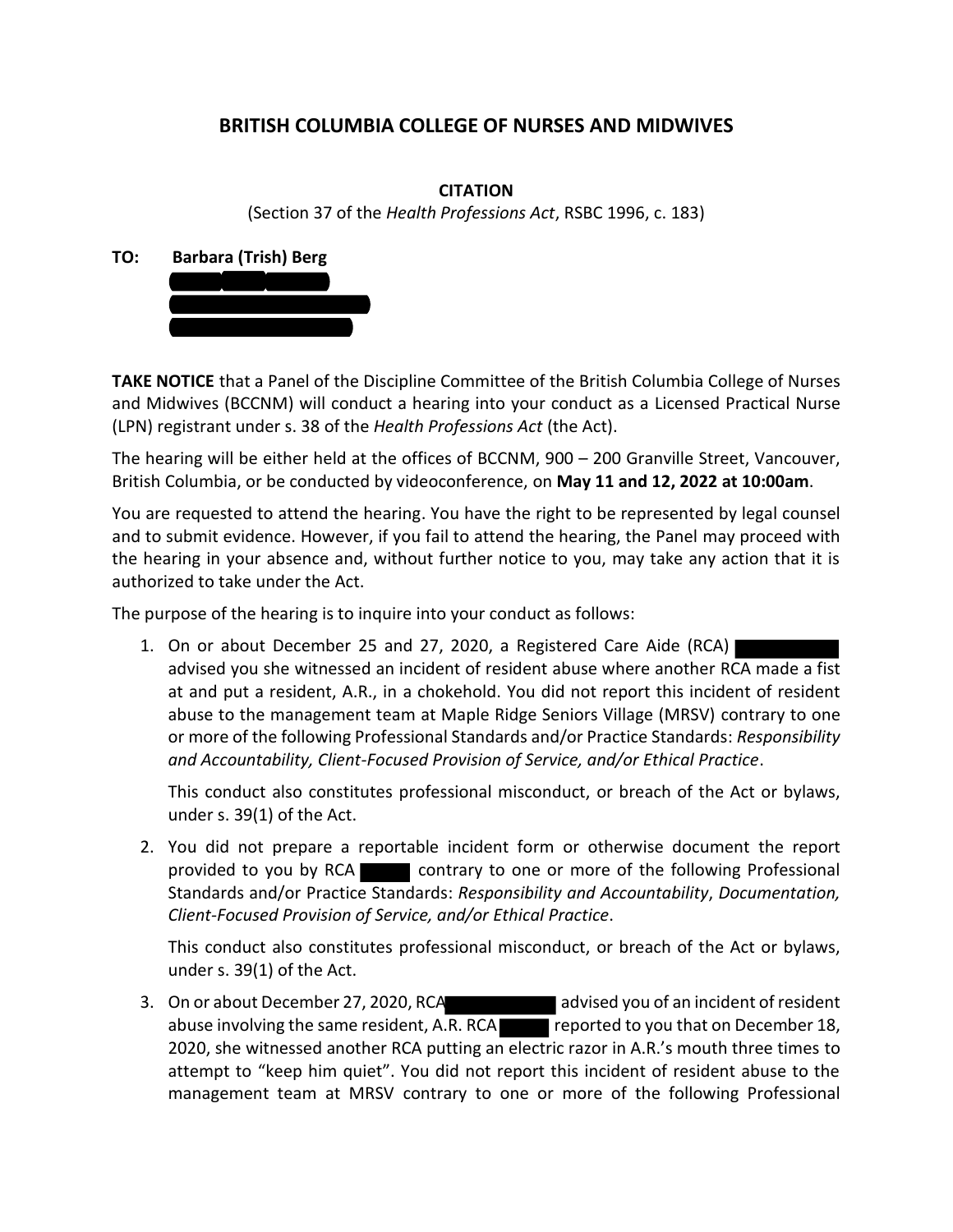# BRITISH COLUMBIA COLLEGE OF NURSES AND MIDWIVES

## CITATION

(Section 37 of the *Health Professions Act*, RSBC 1996, c. 183)

**TO: Barbara (Trish) Berg**

**TAKE NOTICE** that a Panel of the Discipline Committee of the British Columbia College of Nurses and Midwives (BCCNM) will conduct a hearing into your conduct as a Licensed Practical Nurse (LPN) registrant under s. 38 of the *Health Professions Act* (the Act).

The hearing will be either held at the offices of BCCNM, 900 – 200 Granville Street, Vancouver, British Columbia, or be conducted by videoconference, on **May 11 and 12, 2022 at 10:00am**.

You are requested to attend the hearing. You have the right to be represented by legal counsel and to submit evidence. However, if you fail to attend the hearing, the Panel may proceed with the hearing in your absence and, without further notice to you, may take any action that it is authorized to take under the Act.

The purpose of the hearing is to inquire into your conduct as follows:

1. On or about December 25 and 27, 2020, a Registered Care Aide (RCA) advised you she witnessed an incident of resident abuse where another RCA made a fist at and put a resident, A.R., in a chokehold. You did not report this incident of resident abuse to the management team at Maple Ridge Seniors Village (MRSV) contrary to one or more of the following Professional Standards and/or Practice Standards: *Responsibility and Accountability, Client-Focused Provision of Service, and/or Ethical Practice*.

   This conduct also constitutes professional misconduct, or breach of the Act or bylaws, under s. 39(1) of the Act.

2. You did not prepare a reportable incident form or otherwise document the report provided to you by RCA contrary to one or more of the following Professional Standards and/or Practice Standards: *Responsibility and Accountability*, *Documentation, Client-Focused Provision of Service, and/or Ethical Practice*.

   This conduct also constitutes professional misconduct, or breach of the Act or bylaws, under s. 39(1) of the Act.

3. On or about December 27, 2020, RCA advised you of an incident of resident abuse involving the same resident, A.R. RCA reported to you that on December 18, 2020, she witnessed another RCA putting an electric razor in A.R.'s mouth three times to attempt to "keep him quiet". You did not report this incident of resident abuse to the management team at MRSV contrary to one or more of the following Professional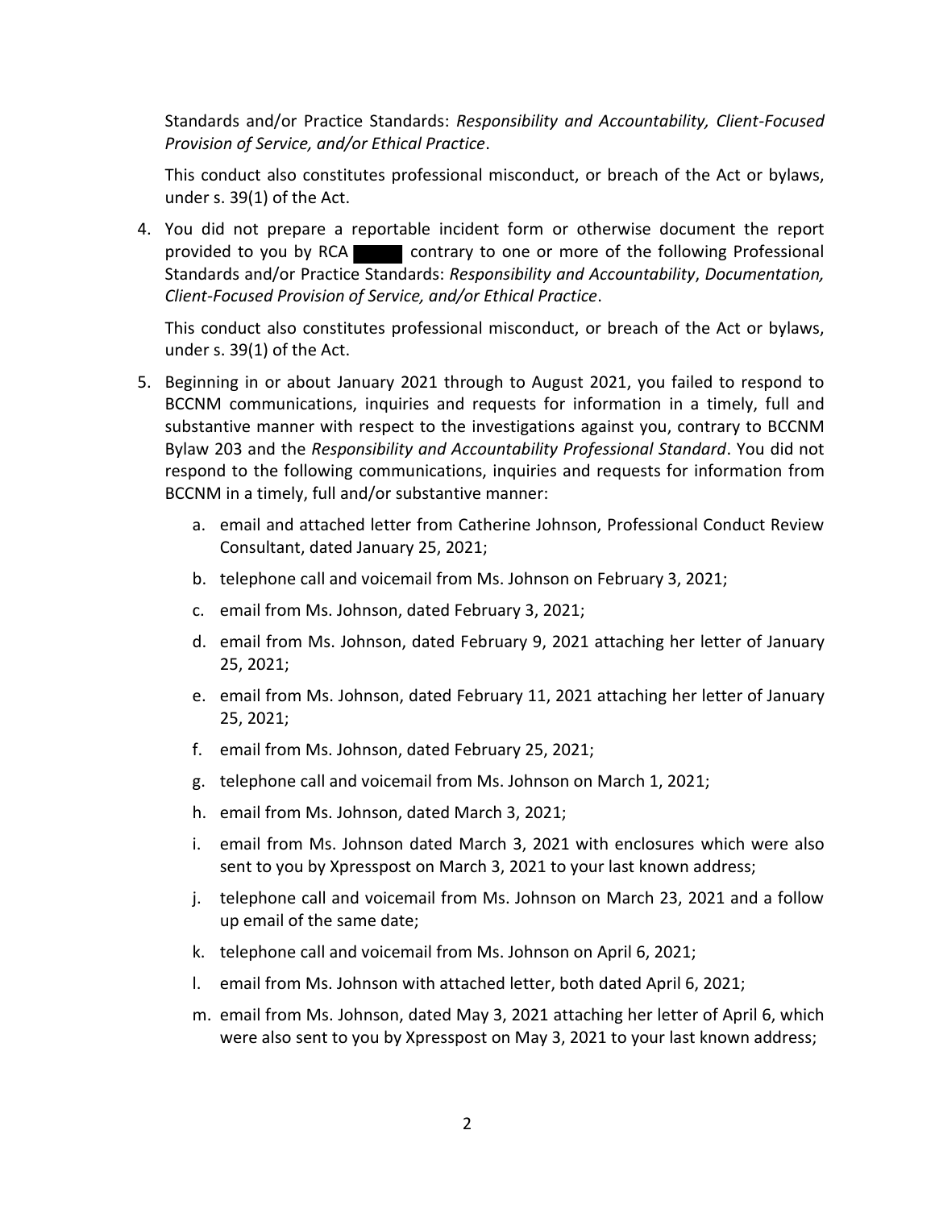Standards and/or Practice Standards: *Responsibility and Accountability, Client-Focused Provision of Service, and/or Ethical Practice*.

This conduct also constitutes professional misconduct, or breach of the Act or bylaws, under s. 39(1) of the Act.

4. You did not prepare a reportable incident form or otherwise document the report provided to you by RCA ████ contrary to one or more of the following Professional Standards and/or Practice Standards: *Responsibility and Accountability*, *Documentation, Client-Focused Provision of Service, and/or Ethical Practice*.

   This conduct also constitutes professional misconduct, or breach of the Act or bylaws, under s. 39(1) of the Act.

5. Beginning in or about January 2021 through to August 2021, you failed to respond to BCCNM communications, inquiries and requests for information in a timely, full and substantive manner with respect to the investigations against you, contrary to BCCNM Bylaw 203 and the *Responsibility and Accountability Professional Standard*. You did not respond to the following communications, inquiries and requests for information from BCCNM in a timely, full and/or substantive manner:

   a. email and attached letter from Catherine Johnson, Professional Conduct Review Consultant, dated January 25, 2021;

   b. telephone call and voicemail from Ms. Johnson on February 3, 2021;

   c. email from Ms. Johnson, dated February 3, 2021;

   d. email from Ms. Johnson, dated February 9, 2021 attaching her letter of January 25, 2021;

   e. email from Ms. Johnson, dated February 11, 2021 attaching her letter of January 25, 2021;

   f. email from Ms. Johnson, dated February 25, 2021;

   g. telephone call and voicemail from Ms. Johnson on March 1, 2021;

   h. email from Ms. Johnson, dated March 3, 2021;

   i. email from Ms. Johnson dated March 3, 2021 with enclosures which were also sent to you by Xpresspost on March 3, 2021 to your last known address;

   j. telephone call and voicemail from Ms. Johnson on March 23, 2021 and a follow up email of the same date;

   k. telephone call and voicemail from Ms. Johnson on April 6, 2021;

   l. email from Ms. Johnson with attached letter, both dated April 6, 2021;

   m. email from Ms. Johnson, dated May 3, 2021 attaching her letter of April 6, which were also sent to you by Xpresspost on May 3, 2021 to your last known address;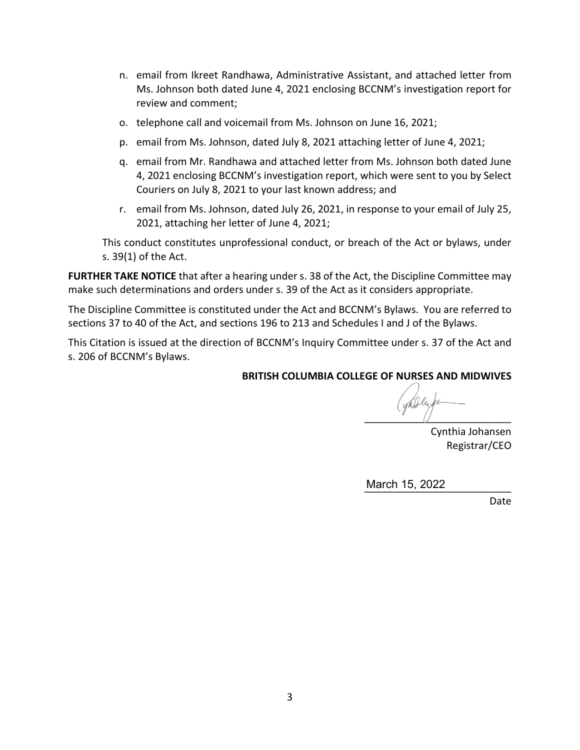n. email from Ikreet Randhawa, Administrative Assistant, and attached letter from Ms. Johnson both dated June 4, 2021 enclosing BCCNM's investigation report for review and comment;

o. telephone call and voicemail from Ms. Johnson on June 16, 2021;

p. email from Ms. Johnson, dated July 8, 2021 attaching letter of June 4, 2021;

q. email from Mr. Randhawa and attached letter from Ms. Johnson both dated June 4, 2021 enclosing BCCNM's investigation report, which were sent to you by Select Couriers on July 8, 2021 to your last known address; and

r. email from Ms. Johnson, dated July 26, 2021, in response to your email of July 25, 2021, attaching her letter of June 4, 2021;

This conduct constitutes unprofessional conduct, or breach of the Act or bylaws, under s. 39(1) of the Act.

**FURTHER TAKE NOTICE** that after a hearing under s. 38 of the Act, the Discipline Committee may make such determinations and orders under s. 39 of the Act as it considers appropriate.

The Discipline Committee is constituted under the Act and BCCNM's Bylaws. You are referred to sections 37 to 40 of the Act, and sections 196 to 213 and Schedules I and J of the Bylaws.

This Citation is issued at the direction of BCCNM's Inquiry Committee under s. 37 of the Act and s. 206 of BCCNM's Bylaws.

**BRITISH COLUMBIA COLLEGE OF NURSES AND MIDWIVES**

____________________________

Cynthia Johansen
Registrar/CEO

March 15, 2022
____________________________
Date